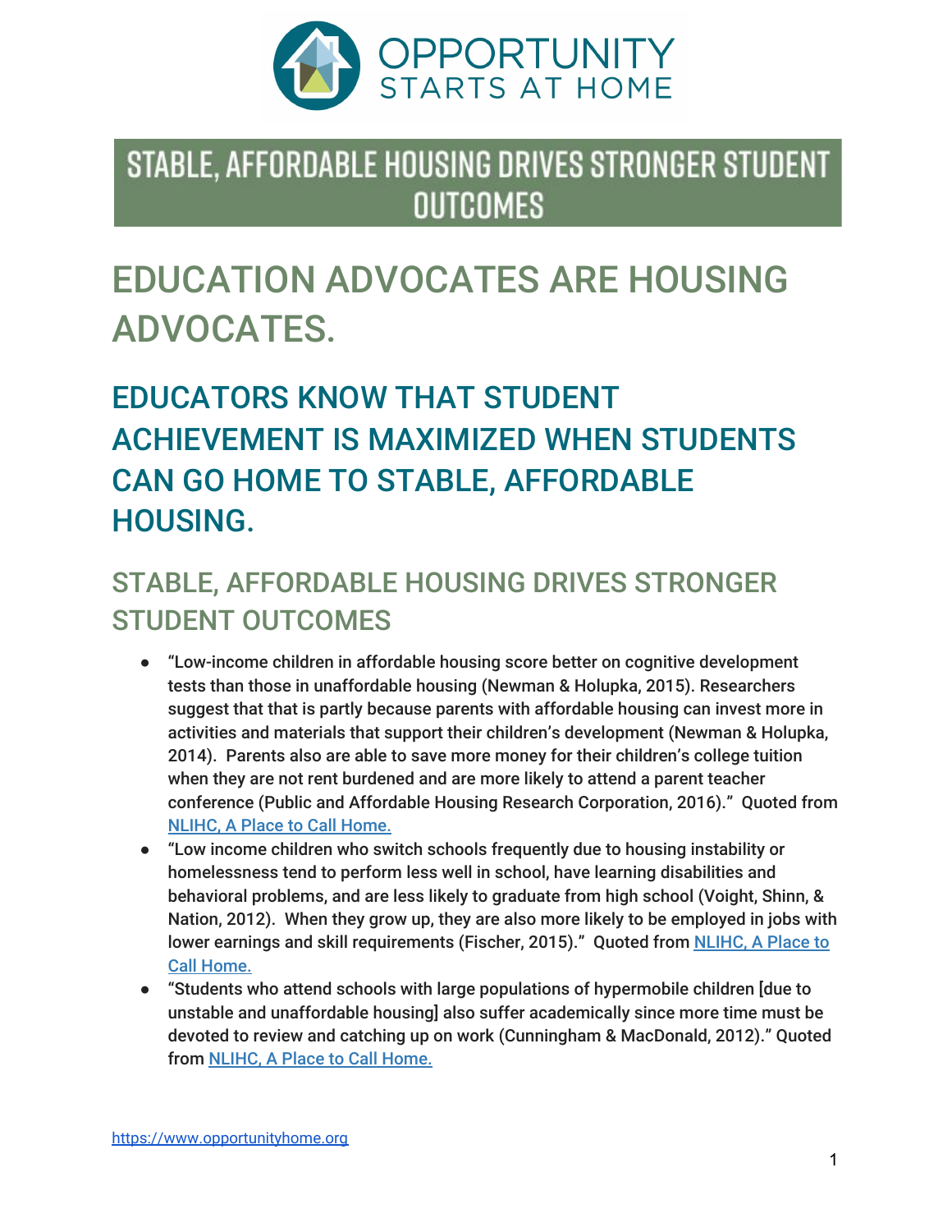OPPORTUNITY STARTS AT HOME

# STABLE, AFFORDABLE HOUSING DRIVES STRONGER STUDENT OUTCOMES

# EDUCATION ADVOCATES ARE HOUSING ADVOCATES.

## EDUCATORS KNOW THAT STUDENT ACHIEVEMENT IS MAXIMIZED WHEN STUDENTS CAN GO HOME TO STABLE, AFFORDABLE HOUSING.

### STABLE, AFFORDABLE HOUSING DRIVES STRONGER STUDENT OUTCOMES

- "Low-income children in affordable housing score better on cognitive development tests than those in unaffordable housing (Newman & Holupka, 2015). Researchers suggest that that is partly because parents with affordable housing can invest more in activities and materials that support their children's development (Newman & Holupka, 2014). Parents also are able to save more money for their children's college tuition when they are not rent burdened and are more likely to attend a parent teacher conference (Public and Affordable Housing Research Corporation, 2016)." Quoted from [NLIHC, A Place to Call Home.]()
- "Low income children who switch schools frequently due to housing instability or homelessness tend to perform less well in school, have learning disabilities and behavioral problems, and are less likely to graduate from high school (Voight, Shinn, & Nation, 2012). When they grow up, they are also more likely to be employed in jobs with lower earnings and skill requirements (Fischer, 2015)." Quoted from [NLIHC, A Place to Call Home.]()
- "Students who attend schools with large populations of hypermobile children [due to unstable and unaffordable housing] also suffer academically since more time must be devoted to review and catching up on work (Cunningham & MacDonald, 2012)." Quoted from [NLIHC, A Place to Call Home.]()

[https://www.opportunityhome.org](https://www.opportunityhome.org)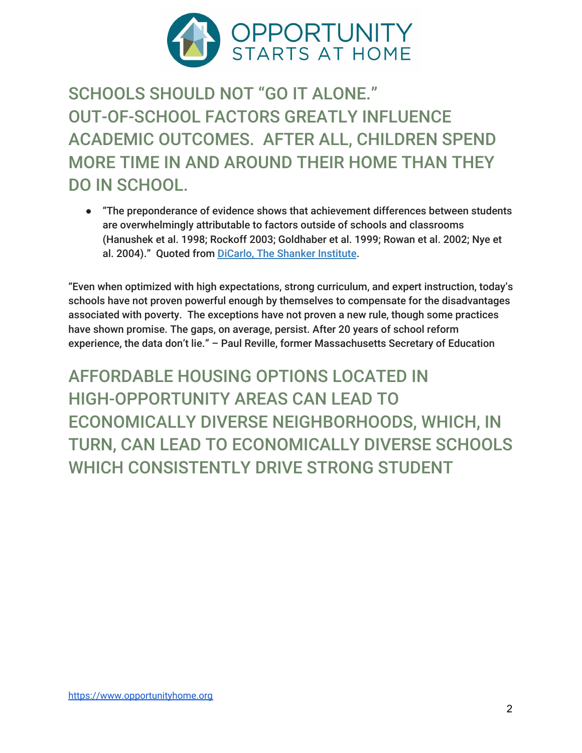## SCHOOLS SHOULD NOT "GO IT ALONE." OUT-OF-SCHOOL FACTORS GREATLY INFLUENCE ACADEMIC OUTCOMES. AFTER ALL, CHILDREN SPEND MORE TIME IN AND AROUND THEIR HOME THAN THEY DO IN SCHOOL.

- "The preponderance of evidence shows that achievement differences between students are overwhelmingly attributable to factors outside of schools and classrooms (Hanushek et al. 1998; Rockoff 2003; Goldhaber et al. 1999; Rowan et al. 2002; Nye et al. 2004)." Quoted from [DiCarlo, The Shanker Institute](#).

"Even when optimized with high expectations, strong curriculum, and expert instruction, today's schools have not proven powerful enough by themselves to compensate for the disadvantages associated with poverty. The exceptions have not proven a new rule, though some practices have shown promise. The gaps, on average, persist. After 20 years of school reform experience, the data don't lie." – Paul Reville, former Massachusetts Secretary of Education

## AFFORDABLE HOUSING OPTIONS LOCATED IN HIGH-OPPORTUNITY AREAS CAN LEAD TO ECONOMICALLY DIVERSE NEIGHBORHOODS, WHICH, IN TURN, CAN LEAD TO ECONOMICALLY DIVERSE SCHOOLS WHICH CONSISTENTLY DRIVE STRONG STUDENT

https://www.opportunityhome.org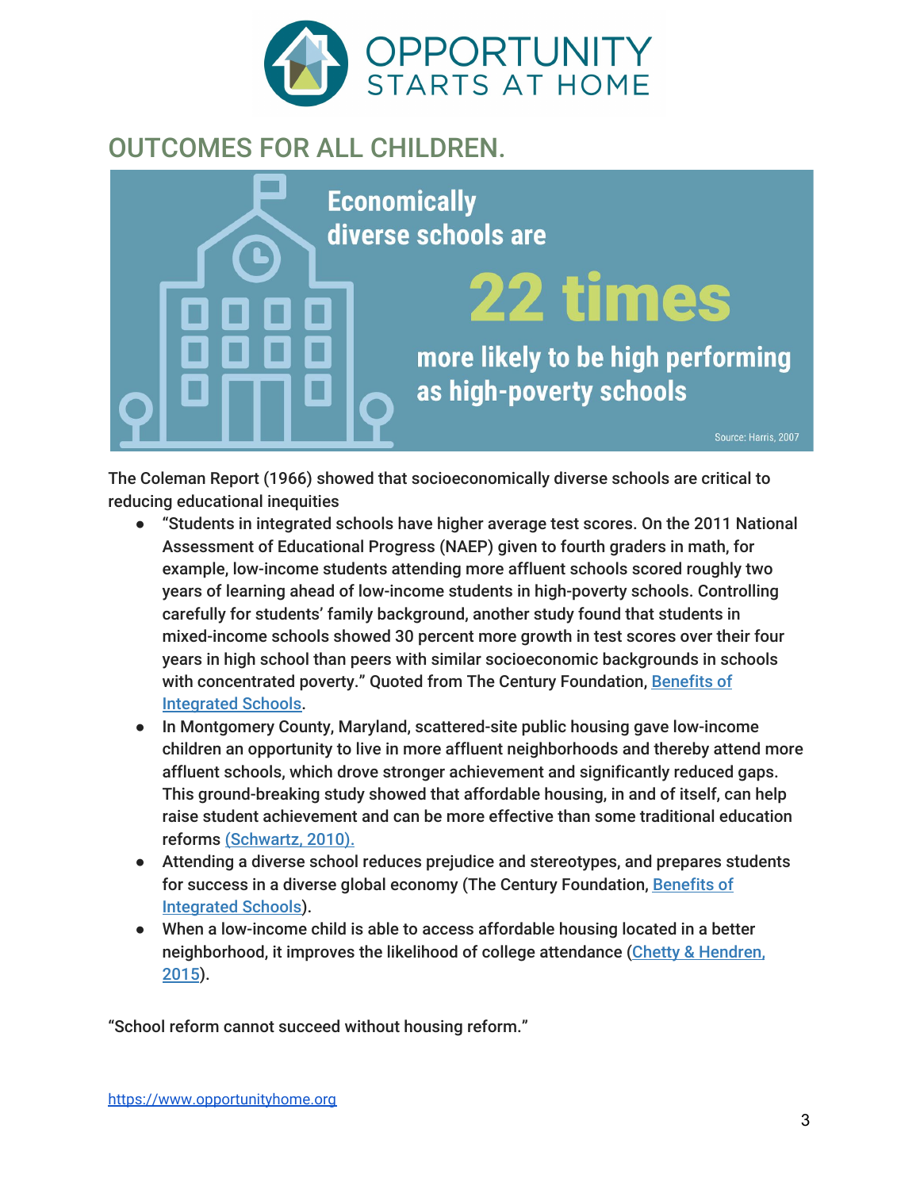OPPORTUNITY STARTS AT HOME

## OUTCOMES FOR ALL CHILDREN.

Economically diverse schools are **22 times** more likely to be high performing as high-poverty schools

Source: Harris, 2007

The Coleman Report (1966) showed that socioeconomically diverse schools are critical to reducing educational inequities

- "Students in integrated schools have higher average test scores. On the 2011 National Assessment of Educational Progress (NAEP) given to fourth graders in math, for example, low-income students attending more affluent schools scored roughly two years of learning ahead of low-income students in high-poverty schools. Controlling carefully for students' family background, another study found that students in mixed-income schools showed 30 percent more growth in test scores over their four years in high school than peers with similar socioeconomic backgrounds in schools with concentrated poverty." Quoted from The Century Foundation, Benefits of Integrated Schools.
- In Montgomery County, Maryland, scattered-site public housing gave low-income children an opportunity to live in more affluent neighborhoods and thereby attend more affluent schools, which drove stronger achievement and significantly reduced gaps. This ground-breaking study showed that affordable housing, in and of itself, can help raise student achievement and can be more effective than some traditional education reforms (Schwartz, 2010).
- Attending a diverse school reduces prejudice and stereotypes, and prepares students for success in a diverse global economy (The Century Foundation, Benefits of Integrated Schools).
- When a low-income child is able to access affordable housing located in a better neighborhood, it improves the likelihood of college attendance (Chetty & Hendren, 2015).

"School reform cannot succeed without housing reform."

https://www.opportunityhome.org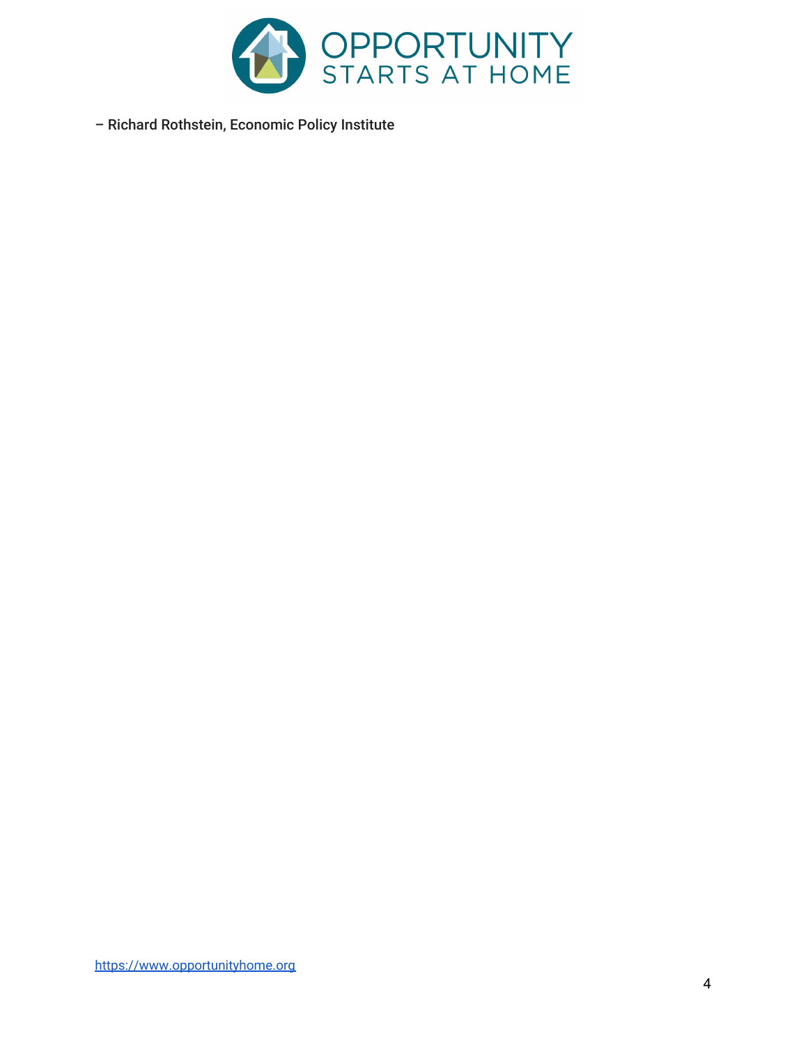– **Richard Rothstein, Economic Policy Institute**